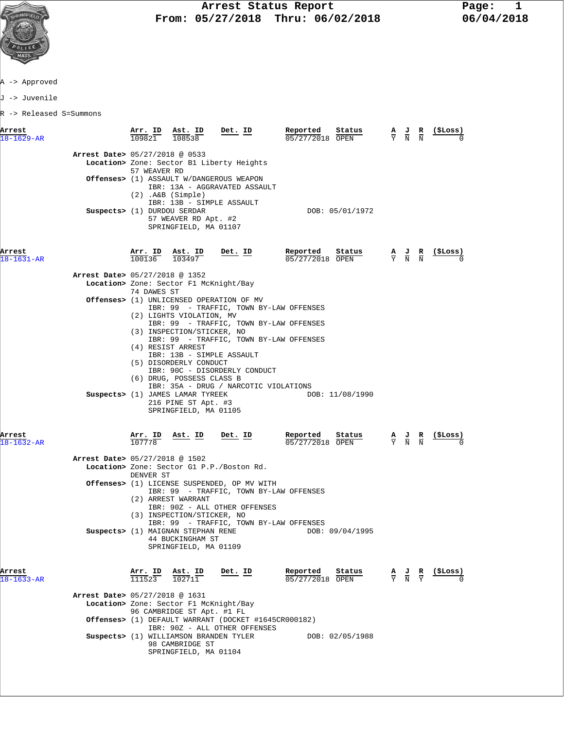# Arrest Status Report

From: 05/27/2018 Thru: 06/02/2018

06/04/2018

A -> Approved

J -> Juvenile

R -> Released S=Summons

| Arrest | Arr. ID | Ast. ID | Det. ID | Reported | Status | A | J | R | ($Loss) |
|---|---|---|---|---|---|---|---|---|---|
| 18-1629-AR | 109821 | 108538 | | 05/27/2018 | OPEN | Y | N | N | 0 |

**Arrest Date>** 05/27/2018 @ 0533
**Location>** Zone: Sector B1 Liberty Heights
57 WEAVER RD
**Offenses>** (1) ASSAULT W/DANGEROUS WEAPON
IBR: 13A - AGGRAVATED ASSAULT
(2) .A&B (Simple)
IBR: 13B - SIMPLE ASSAULT
**Suspects>** (1) DURDOU SERDAR DOB: 05/01/1972
57 WEAVER RD Apt. #2
SPRINGFIELD, MA 01107

| Arrest | Arr. ID | Ast. ID | Det. ID | Reported | Status | A | J | R | ($Loss) |
|---|---|---|---|---|---|---|---|---|---|
| 18-1631-AR | 100136 | 103497 | | 05/27/2018 | OPEN | Y | N | N | 0 |

**Arrest Date>** 05/27/2018 @ 1352
**Location>** Zone: Sector F1 McKnight/Bay
74 DAWES ST
**Offenses>** (1) UNLICENSED OPERATION OF MV
IBR: 99 - TRAFFIC, TOWN BY-LAW OFFENSES
(2) LIGHTS VIOLATION, MV
IBR: 99 - TRAFFIC, TOWN BY-LAW OFFENSES
(3) INSPECTION/STICKER, NO
IBR: 99 - TRAFFIC, TOWN BY-LAW OFFENSES
(4) RESIST ARREST
IBR: 13B - SIMPLE ASSAULT
(5) DISORDERLY CONDUCT
IBR: 90C - DISORDERLY CONDUCT
(6) DRUG, POSSESS CLASS B
IBR: 35A - DRUG / NARCOTIC VIOLATIONS
**Suspects>** (1) JAMES LAMAR TYREEK DOB: 11/08/1990
216 PINE ST Apt. #3
SPRINGFIELD, MA 01105

| Arrest | Arr. ID | Ast. ID | Det. ID | Reported | Status | A | J | R | ($Loss) |
|---|---|---|---|---|---|---|---|---|---|
| 18-1632-AR | 107778 | | | 05/27/2018 | OPEN | Y | N | N | 0 |

**Arrest Date>** 05/27/2018 @ 1502
**Location>** Zone: Sector G1 P.P./Boston Rd.
DENVER ST
**Offenses>** (1) LICENSE SUSPENDED, OP MV WITH
IBR: 99 - TRAFFIC, TOWN BY-LAW OFFENSES
(2) ARREST WARRANT
IBR: 90Z - ALL OTHER OFFENSES
(3) INSPECTION/STICKER, NO
IBR: 99 - TRAFFIC, TOWN BY-LAW OFFENSES
**Suspects>** (1) MAIGNAN STEPHAN RENE DOB: 09/04/1995
44 BUCKINGHAM ST
SPRINGFIELD, MA 01109

| Arrest | Arr. ID | Ast. ID | Det. ID | Reported | Status | A | J | R | ($Loss) |
|---|---|---|---|---|---|---|---|---|---|
| 18-1633-AR | 111523 | 102711 | | 05/27/2018 | OPEN | Y | N | Y | 0 |

**Arrest Date>** 05/27/2018 @ 1631
**Location>** Zone: Sector F1 McKnight/Bay
96 CAMBRIDGE ST Apt. #1 FL
**Offenses>** (1) DEFAULT WARRANT (DOCKET #1645CR000182)
IBR: 90Z - ALL OTHER OFFENSES
**Suspects>** (1) WILLIAMSON BRANDEN TYLER DOB: 02/05/1988
98 CAMBRIDGE ST
SPRINGFIELD, MA 01104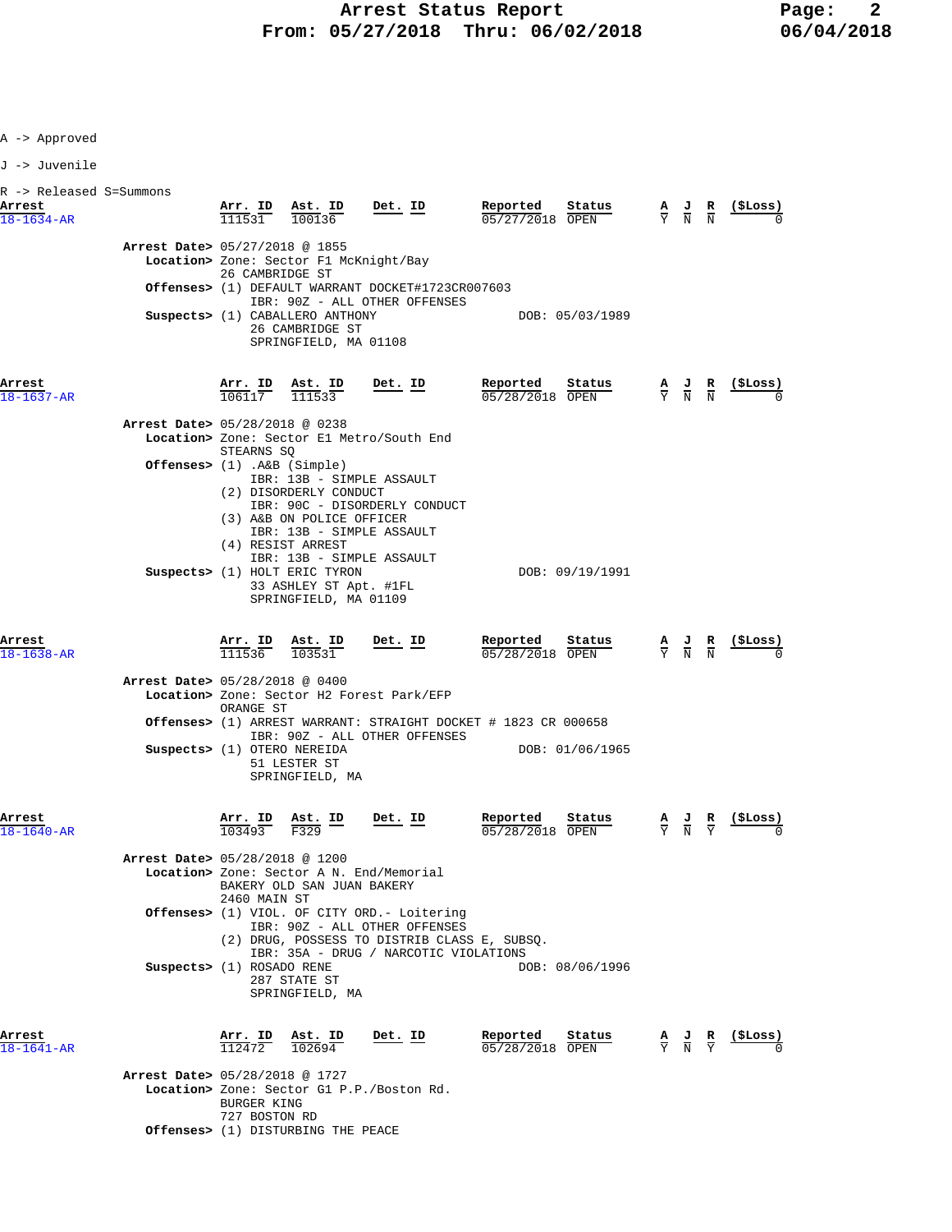A -> Approved

J -> Juvenile

R -> Released S=Summons

| Arrest | Arr. ID | Ast. ID | Det. ID | Reported | Status | A | J | R | ($Loss) |
|---|---|---|---|---|---|---|---|---|---|
| 18-1634-AR | 111531 | 100136 | | 05/27/2018 | OPEN | Y | N | N | 0 |

**Arrest Date>** 05/27/2018 @ 1855
**Location>** Zone: Sector F1 McKnight/Bay
26 CAMBRIDGE ST
**Offenses>** (1) DEFAULT WARRANT DOCKET#1723CR007603
IBR: 90Z - ALL OTHER OFFENSES
**Suspects>** (1) CABALLERO ANTHONY DOB: 05/03/1989
26 CAMBRIDGE ST
SPRINGFIELD, MA 01108

| Arrest | Arr. ID | Ast. ID | Det. ID | Reported | Status | A | J | R | ($Loss) |
|---|---|---|---|---|---|---|---|---|---|
| 18-1637-AR | 106117 | 111533 | | 05/28/2018 | OPEN | Y | N | N | 0 |

**Arrest Date>** 05/28/2018 @ 0238
**Location>** Zone: Sector E1 Metro/South End
STEARNS SQ
**Offenses>** (1) .A&B (Simple)
IBR: 13B - SIMPLE ASSAULT
(2) DISORDERLY CONDUCT
IBR: 90C - DISORDERLY CONDUCT
(3) A&B ON POLICE OFFICER
IBR: 13B - SIMPLE ASSAULT
(4) RESIST ARREST
IBR: 13B - SIMPLE ASSAULT
**Suspects>** (1) HOLT ERIC TYRON DOB: 09/19/1991
33 ASHLEY ST Apt. #1FL
SPRINGFIELD, MA 01109

| Arrest | Arr. ID | Ast. ID | Det. ID | Reported | Status | A | J | R | ($Loss) |
|---|---|---|---|---|---|---|---|---|---|
| 18-1638-AR | 111536 | 103531 | | 05/28/2018 | OPEN | Y | N | N | 0 |

**Arrest Date>** 05/28/2018 @ 0400
**Location>** Zone: Sector H2 Forest Park/EFP
ORANGE ST
**Offenses>** (1) ARREST WARRANT: STRAIGHT DOCKET # 1823 CR 000658
IBR: 90Z - ALL OTHER OFFENSES
**Suspects>** (1) OTERO NEREIDA DOB: 01/06/1965
51 LESTER ST
SPRINGFIELD, MA

| Arrest | Arr. ID | Ast. ID | Det. ID | Reported | Status | A | J | R | ($Loss) |
|---|---|---|---|---|---|---|---|---|---|
| 18-1640-AR | 103493 | F329 | | 05/28/2018 | OPEN | Y | N | Y | 0 |

**Arrest Date>** 05/28/2018 @ 1200
**Location>** Zone: Sector A N. End/Memorial
BAKERY OLD SAN JUAN BAKERY
2460 MAIN ST
**Offenses>** (1) VIOL. OF CITY ORD.- Loitering
IBR: 90Z - ALL OTHER OFFENSES
(2) DRUG, POSSESS TO DISTRIB CLASS E, SUBSQ.
IBR: 35A - DRUG / NARCOTIC VIOLATIONS
**Suspects>** (1) ROSADO RENE DOB: 08/06/1996
287 STATE ST
SPRINGFIELD, MA

| Arrest | Arr. ID | Ast. ID | Det. ID | Reported | Status | A | J | R | ($Loss) |
|---|---|---|---|---|---|---|---|---|---|
| 18-1641-AR | 112472 | 102694 | | 05/28/2018 | OPEN | Y | N | Y | 0 |

**Arrest Date>** 05/28/2018 @ 1727
**Location>** Zone: Sector G1 P.P./Boston Rd.
BURGER KING
727 BOSTON RD
**Offenses>** (1) DISTURBING THE PEACE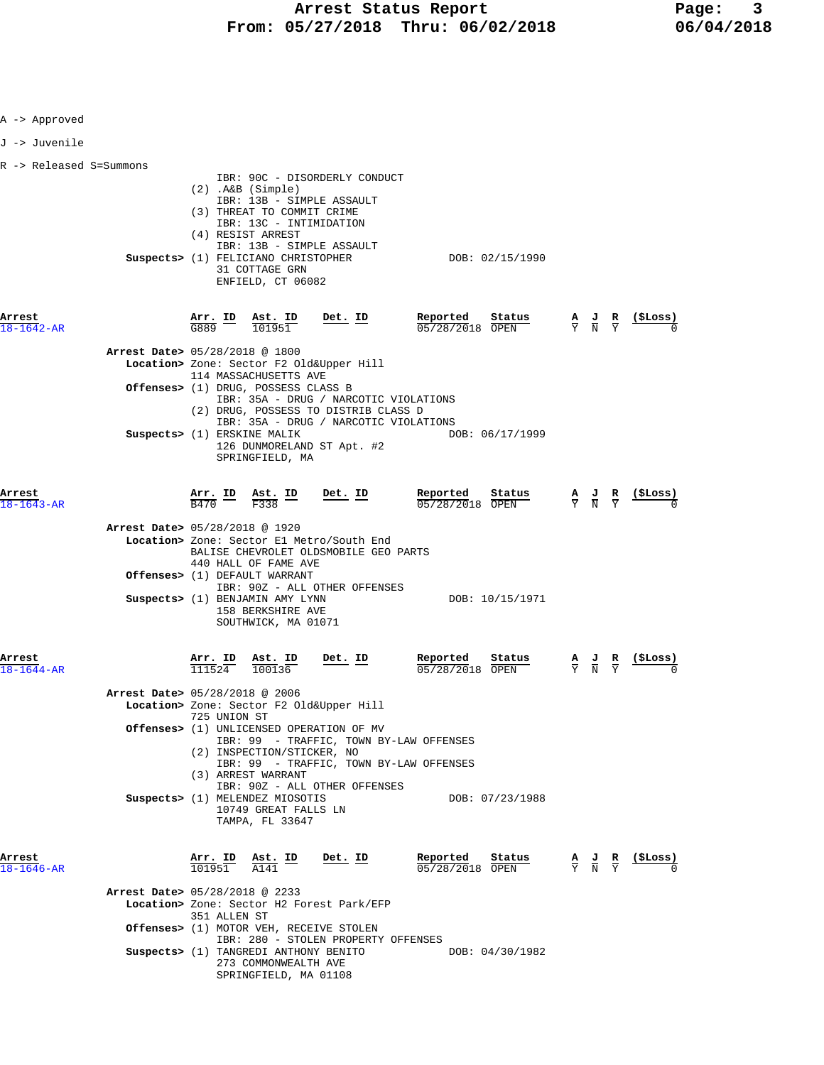A -> Approved

J -> Juvenile

R -> Released S=Summons

IBR: 90C - DISORDERLY CONDUCT
(2) .A&B (Simple)
IBR: 13B - SIMPLE ASSAULT
(3) THREAT TO COMMIT CRIME
IBR: 13C - INTIMIDATION
(4) RESIST ARREST
IBR: 13B - SIMPLE ASSAULT

**Suspects>** (1) FELICIANO CHRISTOPHER — DOB: 02/15/1990
31 COTTAGE GRN
ENFIELD, CT 06082

| Arrest | Arr. ID | Ast. ID | Det. ID | Reported | Status | A | J | R | ($Loss) |
|---|---|---|---|---|---|---|---|---|---|
| 18-1642-AR | G889 | 101951 | | 05/28/2018 | OPEN | Y | N | Y | 0 |

**Arrest Date>** 05/28/2018 @ 1800
**Location>** Zone: Sector F2 Old&Upper Hill
114 MASSACHUSETTS AVE
**Offenses>** (1) DRUG, POSSESS CLASS B
IBR: 35A - DRUG / NARCOTIC VIOLATIONS
(2) DRUG, POSSESS TO DISTRIB CLASS D
IBR: 35A - DRUG / NARCOTIC VIOLATIONS
**Suspects>** (1) ERSKINE MALIK — DOB: 06/17/1999
126 DUNMORELAND ST Apt. #2
SPRINGFIELD, MA

| Arrest | Arr. ID | Ast. ID | Det. ID | Reported | Status | A | J | R | ($Loss) |
|---|---|---|---|---|---|---|---|---|---|
| 18-1643-AR | B470 | F338 | | 05/28/2018 | OPEN | Y | N | Y | 0 |

**Arrest Date>** 05/28/2018 @ 1920
**Location>** Zone: Sector E1 Metro/South End
BALISE CHEVROLET OLDSMOBILE GEO PARTS
440 HALL OF FAME AVE
**Offenses>** (1) DEFAULT WARRANT
IBR: 90Z - ALL OTHER OFFENSES
**Suspects>** (1) BENJAMIN AMY LYNN — DOB: 10/15/1971
158 BERKSHIRE AVE
SOUTHWICK, MA 01071

| Arrest | Arr. ID | Ast. ID | Det. ID | Reported | Status | A | J | R | ($Loss) |
|---|---|---|---|---|---|---|---|---|---|
| 18-1644-AR | 111524 | 100136 | | 05/28/2018 | OPEN | Y | N | Y | 0 |

**Arrest Date>** 05/28/2018 @ 2006
**Location>** Zone: Sector F2 Old&Upper Hill
725 UNION ST
**Offenses>** (1) UNLICENSED OPERATION OF MV
IBR: 99 - TRAFFIC, TOWN BY-LAW OFFENSES
(2) INSPECTION/STICKER, NO
IBR: 99 - TRAFFIC, TOWN BY-LAW OFFENSES
(3) ARREST WARRANT
IBR: 90Z - ALL OTHER OFFENSES
**Suspects>** (1) MELENDEZ MIOSOTIS — DOB: 07/23/1988
10749 GREAT FALLS LN
TAMPA, FL 33647

| Arrest | Arr. ID | Ast. ID | Det. ID | Reported | Status | A | J | R | ($Loss) |
|---|---|---|---|---|---|---|---|---|---|
| 18-1646-AR | 101951 | A141 | | 05/28/2018 | OPEN | Y | N | Y | 0 |

**Arrest Date>** 05/28/2018 @ 2233
**Location>** Zone: Sector H2 Forest Park/EFP
351 ALLEN ST
**Offenses>** (1) MOTOR VEH, RECEIVE STOLEN
IBR: 280 - STOLEN PROPERTY OFFENSES
**Suspects>** (1) TANGREDI ANTHONY BENITO — DOB: 04/30/1982
273 COMMONWEALTH AVE
SPRINGFIELD, MA 01108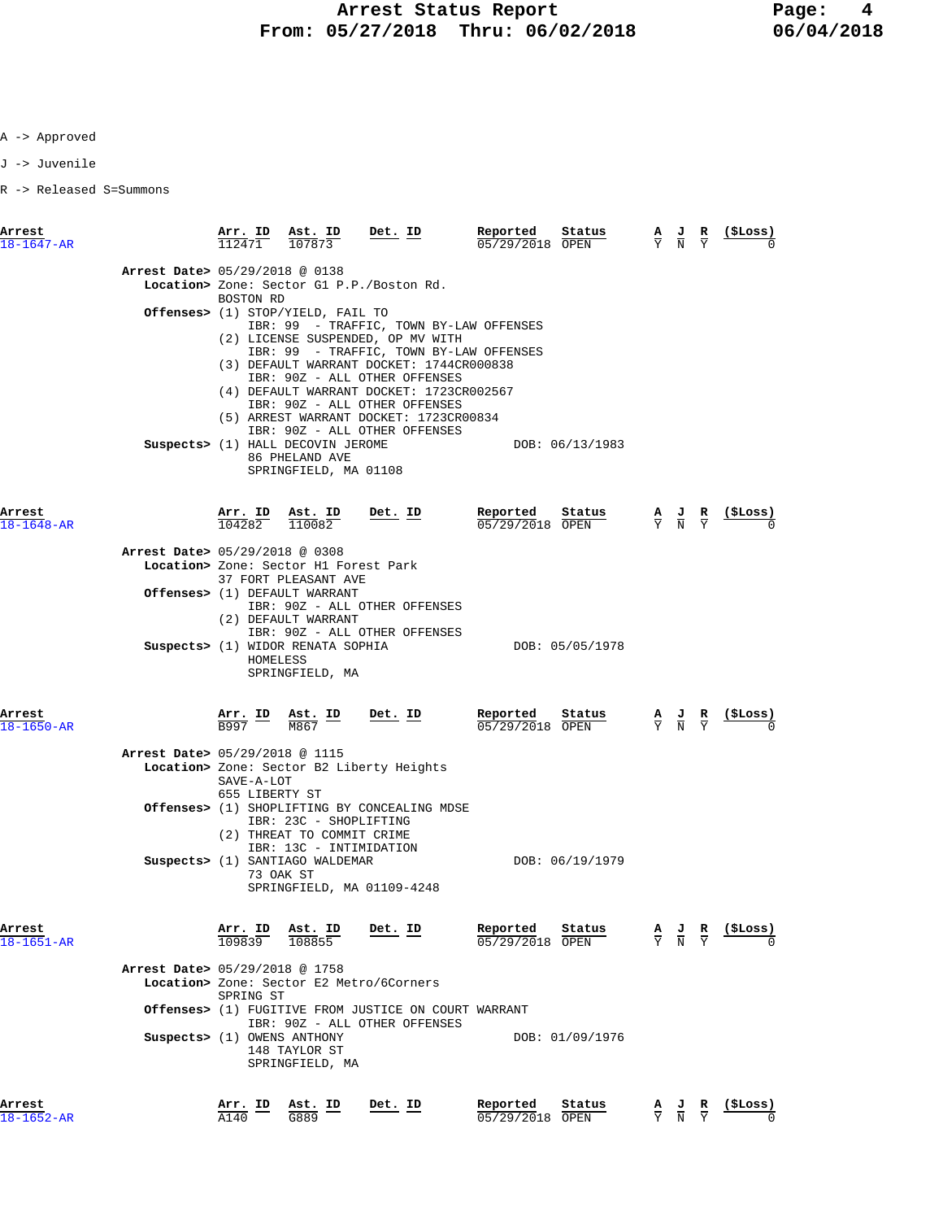A -> Approved

J -> Juvenile

R -> Released S=Summons

| Arrest | Arr. ID | Ast. ID | Det. ID | Reported | Status | A | J | R | ($Loss) |
|---|---|---|---|---|---|---|---|---|---|
| 18-1647-AR | 112471 | 107873 | | 05/29/2018 | OPEN | Y | N | Y | 0 |

**Arrest Date>** 05/29/2018 @ 0138
**Location>** Zone: Sector G1 P.P./Boston Rd.
BOSTON RD
**Offenses>** (1) STOP/YIELD, FAIL TO
IBR: 99 - TRAFFIC, TOWN BY-LAW OFFENSES
(2) LICENSE SUSPENDED, OP MV WITH
IBR: 99 - TRAFFIC, TOWN BY-LAW OFFENSES
(3) DEFAULT WARRANT DOCKET: 1744CR000838
IBR: 90Z - ALL OTHER OFFENSES
(4) DEFAULT WARRANT DOCKET: 1723CR002567
IBR: 90Z - ALL OTHER OFFENSES
(5) ARREST WARRANT DOCKET: 1723CR00834
IBR: 90Z - ALL OTHER OFFENSES
**Suspects>** (1) HALL DECOVIN JEROME DOB: 06/13/1983
86 PHELAND AVE
SPRINGFIELD, MA 01108

| Arrest | Arr. ID | Ast. ID | Det. ID | Reported | Status | A | J | R | ($Loss) |
|---|---|---|---|---|---|---|---|---|---|
| 18-1648-AR | 104282 | 110082 | | 05/29/2018 | OPEN | Y | N | Y | 0 |

**Arrest Date>** 05/29/2018 @ 0308
**Location>** Zone: Sector H1 Forest Park
37 FORT PLEASANT AVE
**Offenses>** (1) DEFAULT WARRANT
IBR: 90Z - ALL OTHER OFFENSES
(2) DEFAULT WARRANT
IBR: 90Z - ALL OTHER OFFENSES
**Suspects>** (1) WIDOR RENATA SOPHIA DOB: 05/05/1978
HOMELESS
SPRINGFIELD, MA

| Arrest | Arr. ID | Ast. ID | Det. ID | Reported | Status | A | J | R | ($Loss) |
|---|---|---|---|---|---|---|---|---|---|
| 18-1650-AR | B997 | M867 | | 05/29/2018 | OPEN | Y | N | Y | 0 |

**Arrest Date>** 05/29/2018 @ 1115
**Location>** Zone: Sector B2 Liberty Heights
SAVE-A-LOT
655 LIBERTY ST
**Offenses>** (1) SHOPLIFTING BY CONCEALING MDSE
IBR: 23C - SHOPLIFTING
(2) THREAT TO COMMIT CRIME
IBR: 13C - INTIMIDATION
**Suspects>** (1) SANTIAGO WALDEMAR DOB: 06/19/1979
73 OAK ST
SPRINGFIELD, MA 01109-4248

| Arrest | Arr. ID | Ast. ID | Det. ID | Reported | Status | A | J | R | ($Loss) |
|---|---|---|---|---|---|---|---|---|---|
| 18-1651-AR | 109839 | 108855 | | 05/29/2018 | OPEN | Y | N | Y | 0 |

**Arrest Date>** 05/29/2018 @ 1758
**Location>** Zone: Sector E2 Metro/6Corners
SPRING ST
**Offenses>** (1) FUGITIVE FROM JUSTICE ON COURT WARRANT
IBR: 90Z - ALL OTHER OFFENSES
**Suspects>** (1) OWENS ANTHONY DOB: 01/09/1976
148 TAYLOR ST
SPRINGFIELD, MA

| Arrest | Arr. ID | Ast. ID | Det. ID | Reported | Status | A | J | R | ($Loss) |
|---|---|---|---|---|---|---|---|---|---|
| 18-1652-AR | A140 | G889 | | 05/29/2018 | OPEN | Y | N | Y | 0 |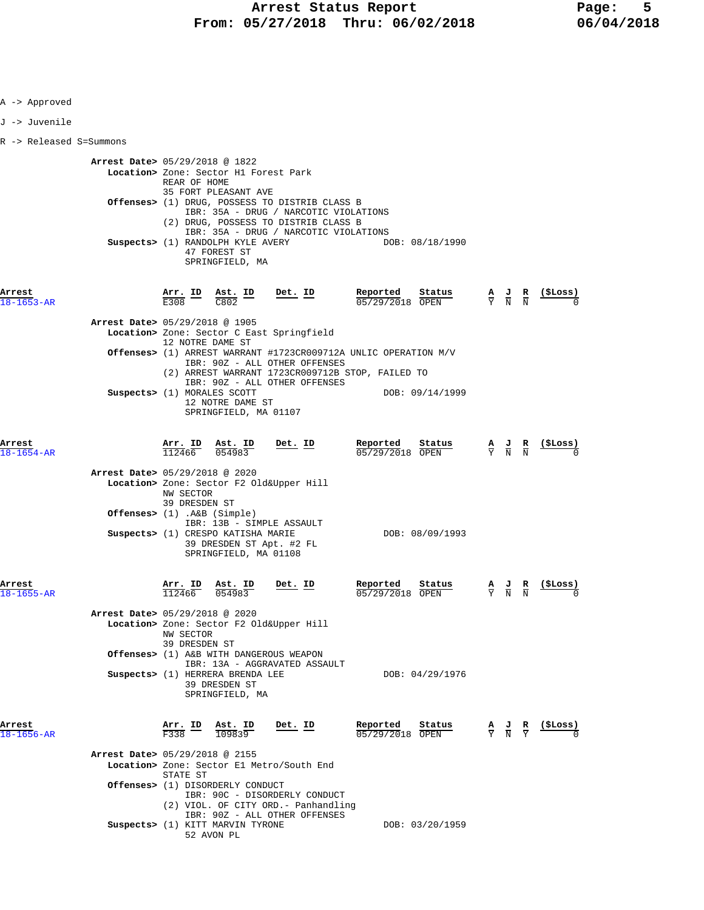A -> Approved

J -> Juvenile

R -> Released S=Summons

**Arrest Date>** 05/29/2018 @ 1822
**Location>** Zone: Sector H1 Forest Park
REAR OF HOME
35 FORT PLEASANT AVE
**Offenses>** (1) DRUG, POSSESS TO DISTRIB CLASS B
IBR: 35A - DRUG / NARCOTIC VIOLATIONS
(2) DRUG, POSSESS TO DISTRIB CLASS B
IBR: 35A - DRUG / NARCOTIC VIOLATIONS
**Suspects>** (1) RANDOLPH KYLE AVERY — DOB: 08/18/1990
47 FOREST ST
SPRINGFIELD, MA

| Arrest | Arr. ID | Ast. ID | Det. ID | Reported | Status | A | J | R | ($Loss) |
|---|---|---|---|---|---|---|---|---|---|
| 18-1653-AR | E308 | C802 | | 05/29/2018 | OPEN | Y | N | N | 0 |

**Arrest Date>** 05/29/2018 @ 1905
**Location>** Zone: Sector C East Springfield
12 NOTRE DAME ST
**Offenses>** (1) ARREST WARRANT #1723CR009712A UNLIC OPERATION M/V
IBR: 90Z - ALL OTHER OFFENSES
(2) ARREST WARRANT 1723CR009712B STOP, FAILED TO
IBR: 90Z - ALL OTHER OFFENSES
**Suspects>** (1) MORALES SCOTT — DOB: 09/14/1999
12 NOTRE DAME ST
SPRINGFIELD, MA 01107

| Arrest | Arr. ID | Ast. ID | Det. ID | Reported | Status | A | J | R | ($Loss) |
|---|---|---|---|---|---|---|---|---|---|
| 18-1654-AR | 112466 | 054983 | | 05/29/2018 | OPEN | Y | N | N | 0 |

**Arrest Date>** 05/29/2018 @ 2020
**Location>** Zone: Sector F2 Old&Upper Hill
NW SECTOR
39 DRESDEN ST
**Offenses>** (1) .A&B (Simple)
IBR: 13B - SIMPLE ASSAULT
**Suspects>** (1) CRESPO KATISHA MARIE — DOB: 08/09/1993
39 DRESDEN ST Apt. #2 FL
SPRINGFIELD, MA 01108

| Arrest | Arr. ID | Ast. ID | Det. ID | Reported | Status | A | J | R | ($Loss) |
|---|---|---|---|---|---|---|---|---|---|
| 18-1655-AR | 112466 | 054983 | | 05/29/2018 | OPEN | Y | N | N | 0 |

**Arrest Date>** 05/29/2018 @ 2020
**Location>** Zone: Sector F2 Old&Upper Hill
NW SECTOR
39 DRESDEN ST
**Offenses>** (1) A&B WITH DANGEROUS WEAPON
IBR: 13A - AGGRAVATED ASSAULT
**Suspects>** (1) HERRERA BRENDA LEE — DOB: 04/29/1976
39 DRESDEN ST
SPRINGFIELD, MA

| Arrest | Arr. ID | Ast. ID | Det. ID | Reported | Status | A | J | R | ($Loss) |
|---|---|---|---|---|---|---|---|---|---|
| 18-1656-AR | F338 | 109839 | | 05/29/2018 | OPEN | Y | N | Y | 0 |

**Arrest Date>** 05/29/2018 @ 2155
**Location>** Zone: Sector E1 Metro/South End
STATE ST
**Offenses>** (1) DISORDERLY CONDUCT
IBR: 90C - DISORDERLY CONDUCT
(2) VIOL. OF CITY ORD.- Panhandling
IBR: 90Z - ALL OTHER OFFENSES
**Suspects>** (1) KITT MARVIN TYRONE — DOB: 03/20/1959
52 AVON PL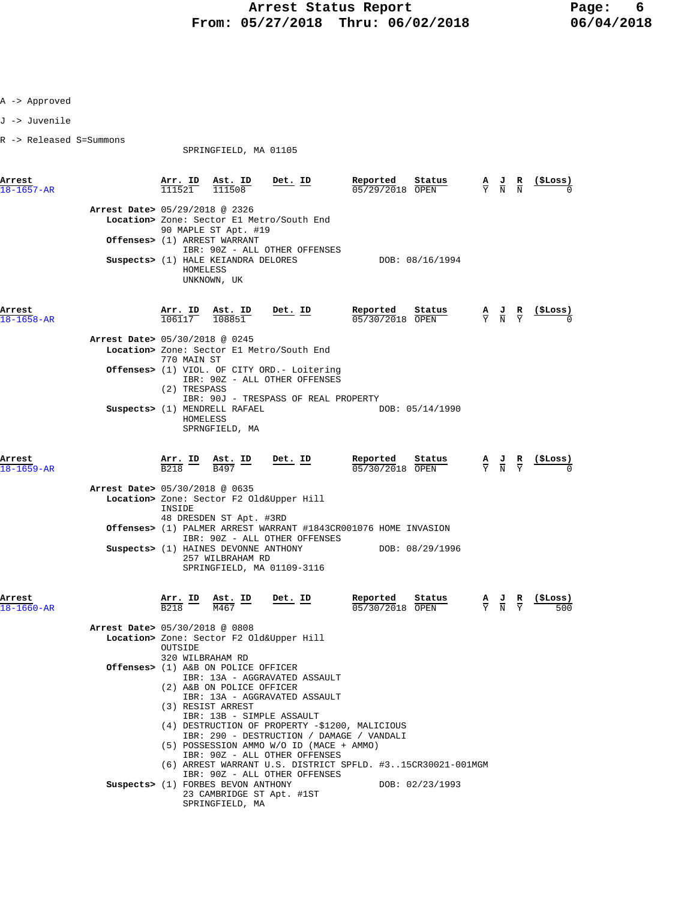A -> Approved

J -> Juvenile

R -> Released S=Summons

SPRINGFIELD, MA 01105

| Arrest | Arr. ID | Ast. ID | Det. ID | Reported | Status | A | J | R | ($Loss) |
|---|---|---|---|---|---|---|---|---|---|
| 18-1657-AR | 111521 | 111508 | | 05/29/2018 | OPEN | Y | N | N | 0 |

**Arrest Date>** 05/29/2018 @ 2326
**Location>** Zone: Sector E1 Metro/South End
90 MAPLE ST Apt. #19
**Offenses>** (1) ARREST WARRANT
IBR: 90Z - ALL OTHER OFFENSES
**Suspects>** (1) HALE KEIANDRA DELORES DOB: 08/16/1994
HOMELESS
UNKNOWN, UK

| Arrest | Arr. ID | Ast. ID | Det. ID | Reported | Status | A | J | R | ($Loss) |
|---|---|---|---|---|---|---|---|---|---|
| 18-1658-AR | 106117 | 108851 | | 05/30/2018 | OPEN | Y | N | Y | 0 |

**Arrest Date>** 05/30/2018 @ 0245
**Location>** Zone: Sector E1 Metro/South End
770 MAIN ST
**Offenses>** (1) VIOL. OF CITY ORD.- Loitering
IBR: 90Z - ALL OTHER OFFENSES
(2) TRESPASS
IBR: 90J - TRESPASS OF REAL PROPERTY
**Suspects>** (1) MENDRELL RAFAEL DOB: 05/14/1990
HOMELESS
SPRNGFIELD, MA

| Arrest | Arr. ID | Ast. ID | Det. ID | Reported | Status | A | J | R | ($Loss) |
|---|---|---|---|---|---|---|---|---|---|
| 18-1659-AR | B218 | B497 | | 05/30/2018 | OPEN | Y | N | Y | 0 |

**Arrest Date>** 05/30/2018 @ 0635
**Location>** Zone: Sector F2 Old&Upper Hill
INSIDE
48 DRESDEN ST Apt. #3RD
**Offenses>** (1) PALMER ARREST WARRANT #1843CR001076 HOME INVASION
IBR: 90Z - ALL OTHER OFFENSES
**Suspects>** (1) HAINES DEVONNE ANTHONY DOB: 08/29/1996
257 WILBRAHAM RD
SPRINGFIELD, MA 01109-3116

| Arrest | Arr. ID | Ast. ID | Det. ID | Reported | Status | A | J | R | ($Loss) |
|---|---|---|---|---|---|---|---|---|---|
| 18-1660-AR | B218 | M467 | | 05/30/2018 | OPEN | Y | N | Y | 500 |

**Arrest Date>** 05/30/2018 @ 0808
**Location>** Zone: Sector F2 Old&Upper Hill
OUTSIDE
320 WILBRAHAM RD
**Offenses>** (1) A&B ON POLICE OFFICER
IBR: 13A - AGGRAVATED ASSAULT
(2) A&B ON POLICE OFFICER
IBR: 13A - AGGRAVATED ASSAULT
(3) RESIST ARREST
IBR: 13B - SIMPLE ASSAULT
(4) DESTRUCTION OF PROPERTY -$1200, MALICIOUS
IBR: 290 - DESTRUCTION / DAMAGE / VANDALI
(5) POSSESSION AMMO W/O ID (MACE + AMMO)
IBR: 90Z - ALL OTHER OFFENSES
(6) ARREST WARRANT U.S. DISTRICT SPFLD. #3..15CR30021-001MGM
IBR: 90Z - ALL OTHER OFFENSES
**Suspects>** (1) FORBES BEVON ANTHONY DOB: 02/23/1993
23 CAMBRIDGE ST Apt. #1ST
SPRINGFIELD, MA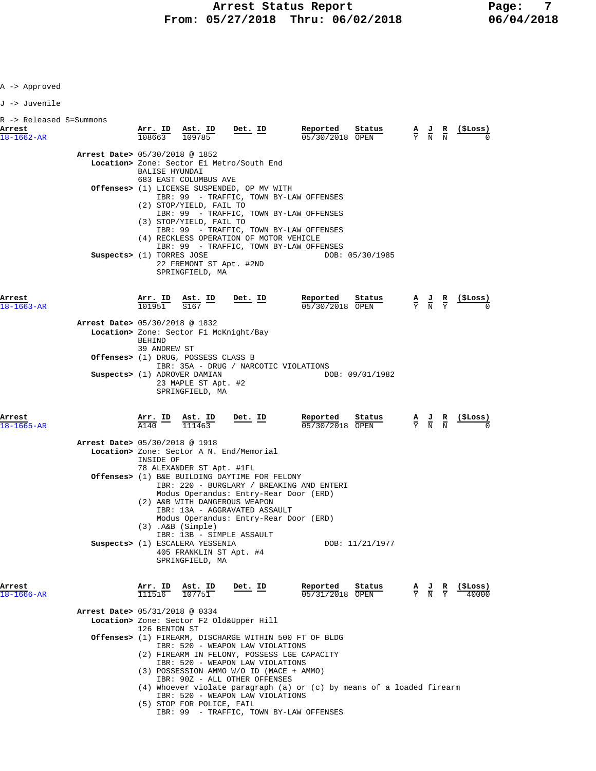A -> Approved

J -> Juvenile

R -> Released S=Summons

| Arrest | Arr. ID | Ast. ID | Det. ID | Reported | Status | A | J | R | ($Loss) |
|---|---|---|---|---|---|---|---|---|---|
| 18-1662-AR | 108663 | 109785 | | 05/30/2018 | OPEN | Y | N | N | 0 |

**Arrest Date>** 05/30/2018 @ 1852

**Location>** Zone: Sector E1 Metro/South End
BALISE HYUNDAI
683 EAST COLUMBUS AVE

**Offenses>**
(1) LICENSE SUSPENDED, OP MV WITH
IBR: 99 - TRAFFIC, TOWN BY-LAW OFFENSES
(2) STOP/YIELD, FAIL TO
IBR: 99 - TRAFFIC, TOWN BY-LAW OFFENSES
(3) STOP/YIELD, FAIL TO
IBR: 99 - TRAFFIC, TOWN BY-LAW OFFENSES
(4) RECKLESS OPERATION OF MOTOR VEHICLE
IBR: 99 - TRAFFIC, TOWN BY-LAW OFFENSES

**Suspects>** (1) TORRES JOSE DOB: 05/30/1985
22 FREMONT ST Apt. #2ND
SPRINGFIELD, MA

| Arrest | Arr. ID | Ast. ID | Det. ID | Reported | Status | A | J | R | ($Loss) |
|---|---|---|---|---|---|---|---|---|---|
| 18-1663-AR | 101951 | S167 | | 05/30/2018 | OPEN | Y | N | Y | 0 |

**Arrest Date>** 05/30/2018 @ 1832

**Location>** Zone: Sector F1 McKnight/Bay
BEHIND
39 ANDREW ST

**Offenses>**
(1) DRUG, POSSESS CLASS B
IBR: 35A - DRUG / NARCOTIC VIOLATIONS

**Suspects>** (1) ADROVER DAMIAN DOB: 09/01/1982
23 MAPLE ST Apt. #2
SPRINGFIELD, MA

| Arrest | Arr. ID | Ast. ID | Det. ID | Reported | Status | A | J | R | ($Loss) |
|---|---|---|---|---|---|---|---|---|---|
| 18-1665-AR | A140 | 111463 | | 05/30/2018 | OPEN | Y | N | N | 0 |

**Arrest Date>** 05/30/2018 @ 1918

**Location>** Zone: Sector A N. End/Memorial
INSIDE OF
78 ALEXANDER ST Apt. #1FL

**Offenses>**
(1) B&E BUILDING DAYTIME FOR FELONY
IBR: 220 - BURGLARY / BREAKING AND ENTERI
Modus Operandus: Entry-Rear Door (ERD)
(2) A&B WITH DANGEROUS WEAPON
IBR: 13A - AGGRAVATED ASSAULT
Modus Operandus: Entry-Rear Door (ERD)
(3) .A&B (Simple)
IBR: 13B - SIMPLE ASSAULT

**Suspects>** (1) ESCALERA YESSENIA DOB: 11/21/1977
405 FRANKLIN ST Apt. #4
SPRINGFIELD, MA

| Arrest | Arr. ID | Ast. ID | Det. ID | Reported | Status | A | J | R | ($Loss) |
|---|---|---|---|---|---|---|---|---|---|
| 18-1666-AR | 111516 | 107751 | | 05/31/2018 | OPEN | Y | N | Y | 40000 |

**Arrest Date>** 05/31/2018 @ 0334

**Location>** Zone: Sector F2 Old&Upper Hill
126 BENTON ST

**Offenses>**
(1) FIREARM, DISCHARGE WITHIN 500 FT OF BLDG
IBR: 520 - WEAPON LAW VIOLATIONS
(2) FIREARM IN FELONY, POSSESS LGE CAPACITY
IBR: 520 - WEAPON LAW VIOLATIONS
(3) POSSESSION AMMO W/O ID (MACE + AMMO)
IBR: 90Z - ALL OTHER OFFENSES
(4) Whoever violate paragraph (a) or (c) by means of a loaded firearm
IBR: 520 - WEAPON LAW VIOLATIONS
(5) STOP FOR POLICE, FAIL
IBR: 99 - TRAFFIC, TOWN BY-LAW OFFENSES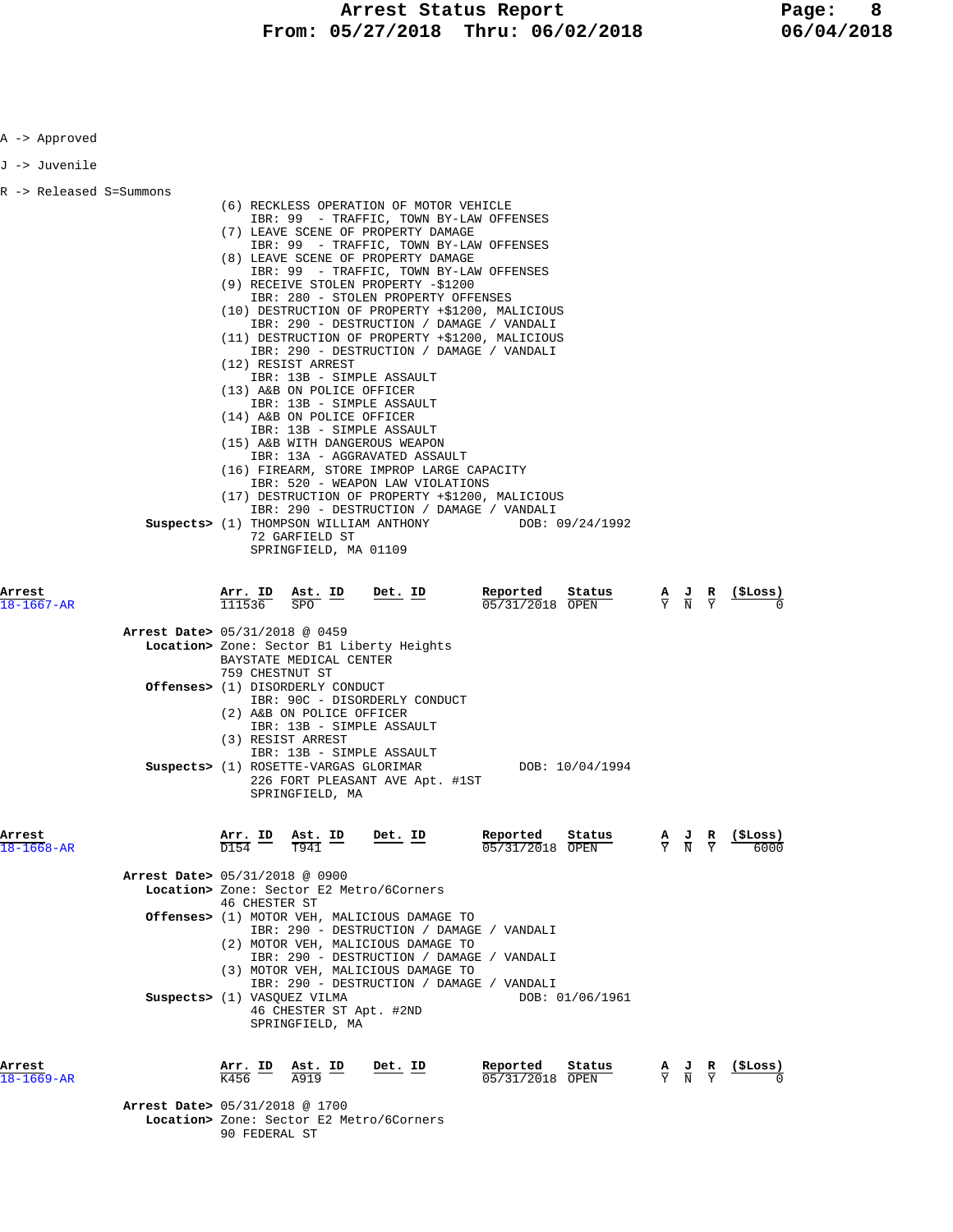A -> Approved

J -> Juvenile

R -> Released S=Summons

(6) RECKLESS OPERATION OF MOTOR VEHICLE
    IBR: 99 - TRAFFIC, TOWN BY-LAW OFFENSES
(7) LEAVE SCENE OF PROPERTY DAMAGE
    IBR: 99 - TRAFFIC, TOWN BY-LAW OFFENSES
(8) LEAVE SCENE OF PROPERTY DAMAGE
    IBR: 99 - TRAFFIC, TOWN BY-LAW OFFENSES
(9) RECEIVE STOLEN PROPERTY -$1200
    IBR: 280 - STOLEN PROPERTY OFFENSES
(10) DESTRUCTION OF PROPERTY +$1200, MALICIOUS
    IBR: 290 - DESTRUCTION / DAMAGE / VANDALI
(11) DESTRUCTION OF PROPERTY +$1200, MALICIOUS
    IBR: 290 - DESTRUCTION / DAMAGE / VANDALI
(12) RESIST ARREST
    IBR: 13B - SIMPLE ASSAULT
(13) A&B ON POLICE OFFICER
    IBR: 13B - SIMPLE ASSAULT
(14) A&B ON POLICE OFFICER
    IBR: 13B - SIMPLE ASSAULT
(15) A&B WITH DANGEROUS WEAPON
    IBR: 13A - AGGRAVATED ASSAULT
(16) FIREARM, STORE IMPROP LARGE CAPACITY
    IBR: 520 - WEAPON LAW VIOLATIONS
(17) DESTRUCTION OF PROPERTY +$1200, MALICIOUS
    IBR: 290 - DESTRUCTION / DAMAGE / VANDALI

**Suspects>** (1) THOMPSON WILLIAM ANTHONY — DOB: 09/24/1992
72 GARFIELD ST
SPRINGFIELD, MA 01109

| Arrest | Arr. ID | Ast. ID | Det. ID | Reported | Status | A | J | R | ($Loss) |
|---|---|---|---|---|---|---|---|---|---|
| 18-1667-AR | 111536 | SPO | | 05/31/2018 | OPEN | Y | N | Y | 0 |

**Arrest Date>** 05/31/2018 @ 0459
**Location>** Zone: Sector B1 Liberty Heights
BAYSTATE MEDICAL CENTER
759 CHESTNUT ST
**Offenses>** (1) DISORDERLY CONDUCT
    IBR: 90C - DISORDERLY CONDUCT
(2) A&B ON POLICE OFFICER
    IBR: 13B - SIMPLE ASSAULT
(3) RESIST ARREST
    IBR: 13B - SIMPLE ASSAULT
**Suspects>** (1) ROSETTE-VARGAS GLORIMAR — DOB: 10/04/1994
226 FORT PLEASANT AVE Apt. #1ST
SPRINGFIELD, MA

| Arrest | Arr. ID | Ast. ID | Det. ID | Reported | Status | A | J | R | ($Loss) |
|---|---|---|---|---|---|---|---|---|---|
| 18-1668-AR | D154 | T941 | | 05/31/2018 | OPEN | Y | N | Y | 6000 |

**Arrest Date>** 05/31/2018 @ 0900
**Location>** Zone: Sector E2 Metro/6Corners
46 CHESTER ST
**Offenses>** (1) MOTOR VEH, MALICIOUS DAMAGE TO
    IBR: 290 - DESTRUCTION / DAMAGE / VANDALI
(2) MOTOR VEH, MALICIOUS DAMAGE TO
    IBR: 290 - DESTRUCTION / DAMAGE / VANDALI
(3) MOTOR VEH, MALICIOUS DAMAGE TO
    IBR: 290 - DESTRUCTION / DAMAGE / VANDALI
**Suspects>** (1) VASQUEZ VILMA — DOB: 01/06/1961
46 CHESTER ST Apt. #2ND
SPRINGFIELD, MA

| Arrest | Arr. ID | Ast. ID | Det. ID | Reported | Status | A | J | R | ($Loss) |
|---|---|---|---|---|---|---|---|---|---|
| 18-1669-AR | K456 | A919 | | 05/31/2018 | OPEN | Y | N | Y | 0 |

**Arrest Date>** 05/31/2018 @ 1700
**Location>** Zone: Sector E2 Metro/6Corners
90 FEDERAL ST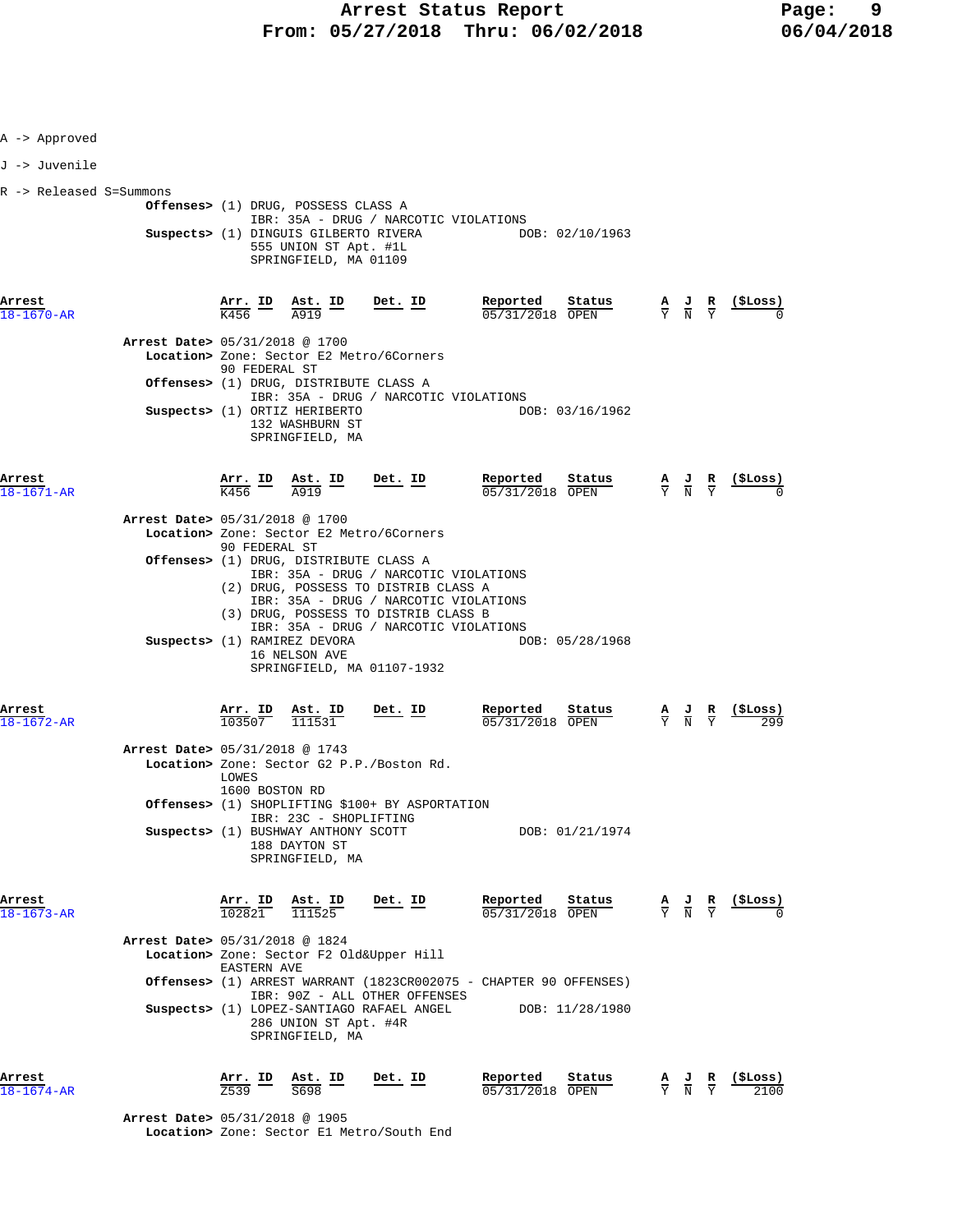A -> Approved

J -> Juvenile

R -> Released S=Summons

**Offenses>** (1) DRUG, POSSESS CLASS A
IBR: 35A - DRUG / NARCOTIC VIOLATIONS
**Suspects>** (1) DINGUIS GILBERTO RIVERA DOB: 02/10/1963
555 UNION ST Apt. #1L
SPRINGFIELD, MA 01109

| Arrest | Arr. ID | Ast. ID | Det. ID | Reported | Status | A | J | R | ($Loss) |
|---|---|---|---|---|---|---|---|---|---|
| 18-1670-AR | K456 | A919 | | 05/31/2018 | OPEN | Y | N | Y | 0 |

**Arrest Date>** 05/31/2018 @ 1700
**Location>** Zone: Sector E2 Metro/6Corners
90 FEDERAL ST
**Offenses>** (1) DRUG, DISTRIBUTE CLASS A
IBR: 35A - DRUG / NARCOTIC VIOLATIONS
**Suspects>** (1) ORTIZ HERIBERTO DOB: 03/16/1962
132 WASHBURN ST
SPRINGFIELD, MA

| Arrest | Arr. ID | Ast. ID | Det. ID | Reported | Status | A | J | R | ($Loss) |
|---|---|---|---|---|---|---|---|---|---|
| 18-1671-AR | K456 | A919 | | 05/31/2018 | OPEN | Y | N | Y | 0 |

**Arrest Date>** 05/31/2018 @ 1700
**Location>** Zone: Sector E2 Metro/6Corners
90 FEDERAL ST
**Offenses>** (1) DRUG, DISTRIBUTE CLASS A
IBR: 35A - DRUG / NARCOTIC VIOLATIONS
(2) DRUG, POSSESS TO DISTRIB CLASS A
IBR: 35A - DRUG / NARCOTIC VIOLATIONS
(3) DRUG, POSSESS TO DISTRIB CLASS B
IBR: 35A - DRUG / NARCOTIC VIOLATIONS
**Suspects>** (1) RAMIREZ DEVORA DOB: 05/28/1968
16 NELSON AVE
SPRINGFIELD, MA 01107-1932

| Arrest | Arr. ID | Ast. ID | Det. ID | Reported | Status | A | J | R | ($Loss) |
|---|---|---|---|---|---|---|---|---|---|
| 18-1672-AR | 103507 | 111531 | | 05/31/2018 | OPEN | Y | N | Y | 299 |

**Arrest Date>** 05/31/2018 @ 1743
**Location>** Zone: Sector G2 P.P./Boston Rd.
LOWES
1600 BOSTON RD
**Offenses>** (1) SHOPLIFTING $100+ BY ASPORTATION
IBR: 23C - SHOPLIFTING
**Suspects>** (1) BUSHWAY ANTHONY SCOTT DOB: 01/21/1974
188 DAYTON ST
SPRINGFIELD, MA

| Arrest | Arr. ID | Ast. ID | Det. ID | Reported | Status | A | J | R | ($Loss) |
|---|---|---|---|---|---|---|---|---|---|
| 18-1673-AR | 102821 | 111525 | | 05/31/2018 | OPEN | Y | N | Y | 0 |

**Arrest Date>** 05/31/2018 @ 1824
**Location>** Zone: Sector F2 Old&Upper Hill
EASTERN AVE
**Offenses>** (1) ARREST WARRANT (1823CR002075 - CHAPTER 90 OFFENSES)
IBR: 90Z - ALL OTHER OFFENSES
**Suspects>** (1) LOPEZ-SANTIAGO RAFAEL ANGEL DOB: 11/28/1980
286 UNION ST Apt. #4R
SPRINGFIELD, MA

| Arrest | Arr. ID | Ast. ID | Det. ID | Reported | Status | A | J | R | ($Loss) |
|---|---|---|---|---|---|---|---|---|---|
| 18-1674-AR | Z539 | S698 | | 05/31/2018 | OPEN | Y | N | Y | 2100 |

**Arrest Date>** 05/31/2018 @ 1905
**Location>** Zone: Sector E1 Metro/South End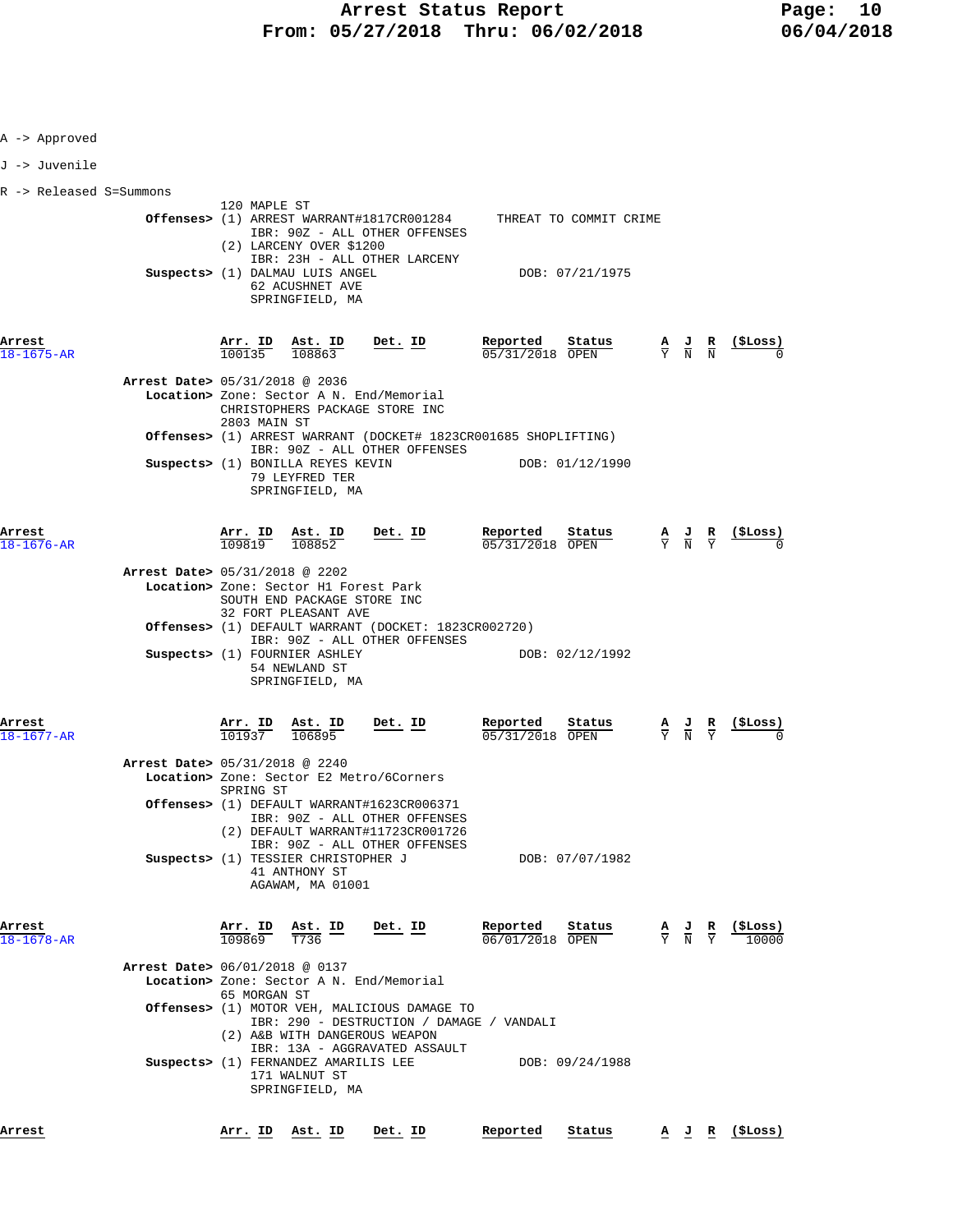A -> Approved

J -> Juvenile

R -> Released S=Summons

120 MAPLE ST

**Offenses>** (1) ARREST WARRANT#1817CR001284 THREAT TO COMMIT CRIME
IBR: 90Z - ALL OTHER OFFENSES
(2) LARCENY OVER $1200
IBR: 23H - ALL OTHER LARCENY

**Suspects>** (1) DALMAU LUIS ANGEL DOB: 07/21/1975
62 ACUSHNET AVE
SPRINGFIELD, MA

| Arrest | Arr. ID | Ast. ID | Det. ID | Reported | Status | A | J | R | ($Loss) |
|---|---|---|---|---|---|---|---|---|---|
| 18-1675-AR | 100135 | 108863 | | 05/31/2018 | OPEN | Y | N | N | 0 |

**Arrest Date>** 05/31/2018 @ 2036
**Location>** Zone: Sector A N. End/Memorial
CHRISTOPHERS PACKAGE STORE INC
2803 MAIN ST
**Offenses>** (1) ARREST WARRANT (DOCKET# 1823CR001685 SHOPLIFTING)
IBR: 90Z - ALL OTHER OFFENSES
**Suspects>** (1) BONILLA REYES KEVIN DOB: 01/12/1990
79 LEYFRED TER
SPRINGFIELD, MA

| Arrest | Arr. ID | Ast. ID | Det. ID | Reported | Status | A | J | R | ($Loss) |
|---|---|---|---|---|---|---|---|---|---|
| 18-1676-AR | 109819 | 108852 | | 05/31/2018 | OPEN | Y | N | Y | 0 |

**Arrest Date>** 05/31/2018 @ 2202
**Location>** Zone: Sector H1 Forest Park
SOUTH END PACKAGE STORE INC
32 FORT PLEASANT AVE
**Offenses>** (1) DEFAULT WARRANT (DOCKET: 1823CR002720)
IBR: 90Z - ALL OTHER OFFENSES
**Suspects>** (1) FOURNIER ASHLEY DOB: 02/12/1992
54 NEWLAND ST
SPRINGFIELD, MA

| Arrest | Arr. ID | Ast. ID | Det. ID | Reported | Status | A | J | R | ($Loss) |
|---|---|---|---|---|---|---|---|---|---|
| 18-1677-AR | 101937 | 106895 | | 05/31/2018 | OPEN | Y | N | Y | 0 |

**Arrest Date>** 05/31/2018 @ 2240
**Location>** Zone: Sector E2 Metro/6Corners
SPRING ST
**Offenses>** (1) DEFAULT WARRANT#1623CR006371
IBR: 90Z - ALL OTHER OFFENSES
(2) DEFAULT WARRANT#11723CR001726
IBR: 90Z - ALL OTHER OFFENSES
**Suspects>** (1) TESSIER CHRISTOPHER J DOB: 07/07/1982
41 ANTHONY ST
AGAWAM, MA 01001

| Arrest | Arr. ID | Ast. ID | Det. ID | Reported | Status | A | J | R | ($Loss) |
|---|---|---|---|---|---|---|---|---|---|
| 18-1678-AR | 109869 | T736 | | 06/01/2018 | OPEN | Y | N | Y | 10000 |

**Arrest Date>** 06/01/2018 @ 0137
**Location>** Zone: Sector A N. End/Memorial
65 MORGAN ST
**Offenses>** (1) MOTOR VEH, MALICIOUS DAMAGE TO
IBR: 290 - DESTRUCTION / DAMAGE / VANDALI
(2) A&B WITH DANGEROUS WEAPON
IBR: 13A - AGGRAVATED ASSAULT
**Suspects>** (1) FERNANDEZ AMARILIS LEE DOB: 09/24/1988
171 WALNUT ST
SPRINGFIELD, MA

| Arrest | Arr. ID | Ast. ID | Det. ID | Reported | Status | A | J | R | ($Loss) |
|---|---|---|---|---|---|---|---|---|---|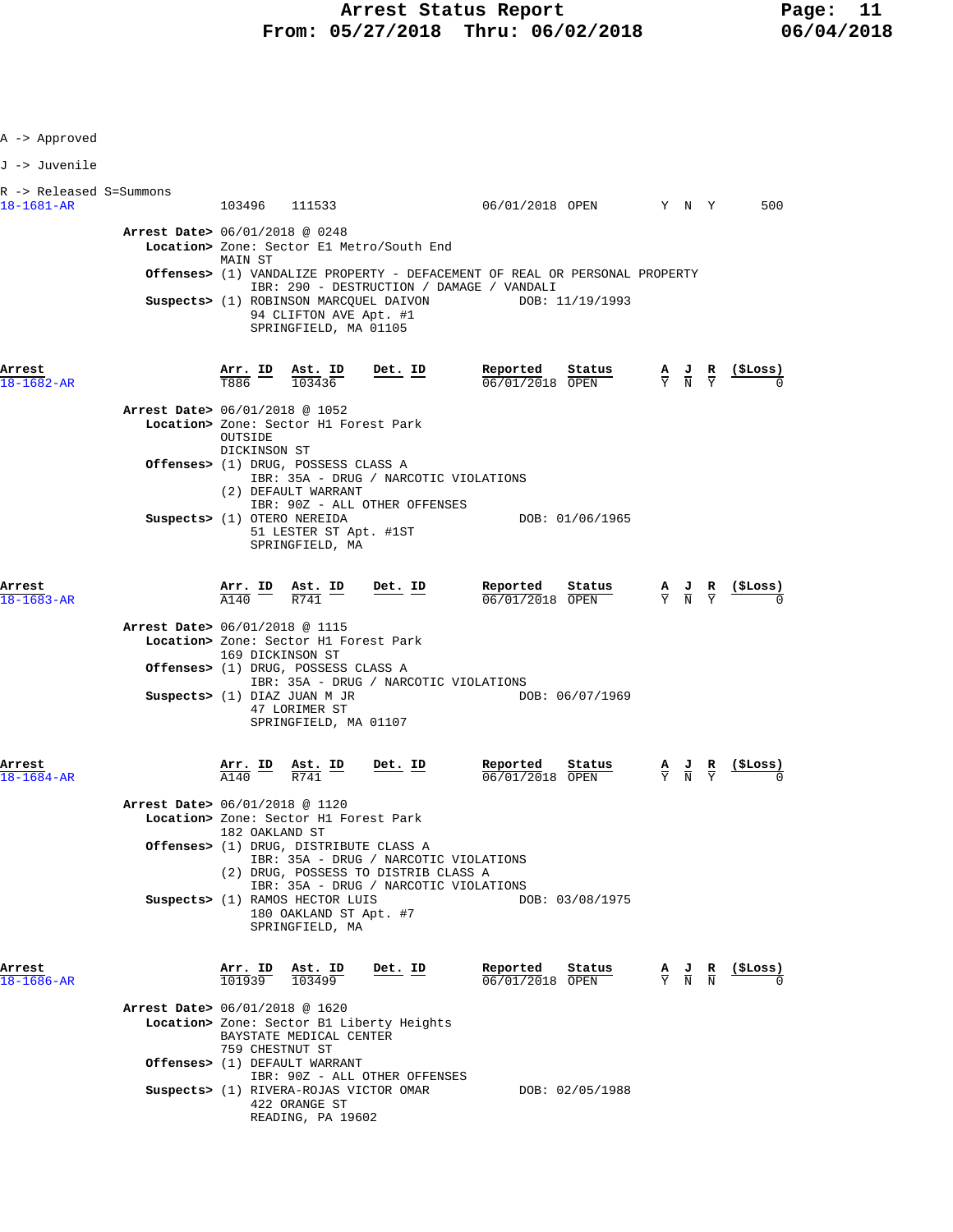A -> Approved

J -> Juvenile

R -> Released S=Summons

| Arrest | Arr. ID | Ast. ID | Det. ID | Reported | Status | A | J | R | ($Loss) |
|---|---|---|---|---|---|---|---|---|---|
| 18-1681-AR | 103496 | 111533 | | 06/01/2018 | OPEN | Y | N | Y | 500 |

**Arrest Date>** 06/01/2018 @ 0248
**Location>** Zone: Sector E1 Metro/South End
MAIN ST
**Offenses>** (1) VANDALIZE PROPERTY - DEFACEMENT OF REAL OR PERSONAL PROPERTY
IBR: 290 - DESTRUCTION / DAMAGE / VANDALI
**Suspects>** (1) ROBINSON MARCQUEL DAIVON DOB: 11/19/1993
94 CLIFTON AVE Apt. #1
SPRINGFIELD, MA 01105

| Arrest | Arr. ID | Ast. ID | Det. ID | Reported | Status | A | J | R | ($Loss) |
|---|---|---|---|---|---|---|---|---|---|
| 18-1682-AR | T886 | 103436 | | 06/01/2018 | OPEN | Y | N | Y | 0 |

**Arrest Date>** 06/01/2018 @ 1052
**Location>** Zone: Sector H1 Forest Park
OUTSIDE
DICKINSON ST
**Offenses>** (1) DRUG, POSSESS CLASS A
IBR: 35A - DRUG / NARCOTIC VIOLATIONS
(2) DEFAULT WARRANT
IBR: 90Z - ALL OTHER OFFENSES
**Suspects>** (1) OTERO NEREIDA DOB: 01/06/1965
51 LESTER ST Apt. #1ST
SPRINGFIELD, MA

| Arrest | Arr. ID | Ast. ID | Det. ID | Reported | Status | A | J | R | ($Loss) |
|---|---|---|---|---|---|---|---|---|---|
| 18-1683-AR | A140 | R741 | | 06/01/2018 | OPEN | Y | N | Y | 0 |

**Arrest Date>** 06/01/2018 @ 1115
**Location>** Zone: Sector H1 Forest Park
169 DICKINSON ST
**Offenses>** (1) DRUG, POSSESS CLASS A
IBR: 35A - DRUG / NARCOTIC VIOLATIONS
**Suspects>** (1) DIAZ JUAN M JR DOB: 06/07/1969
47 LORIMER ST
SPRINGFIELD, MA 01107

| Arrest | Arr. ID | Ast. ID | Det. ID | Reported | Status | A | J | R | ($Loss) |
|---|---|---|---|---|---|---|---|---|---|
| 18-1684-AR | A140 | R741 | | 06/01/2018 | OPEN | Y | N | Y | 0 |

**Arrest Date>** 06/01/2018 @ 1120
**Location>** Zone: Sector H1 Forest Park
182 OAKLAND ST
**Offenses>** (1) DRUG, DISTRIBUTE CLASS A
IBR: 35A - DRUG / NARCOTIC VIOLATIONS
(2) DRUG, POSSESS TO DISTRIB CLASS A
IBR: 35A - DRUG / NARCOTIC VIOLATIONS
**Suspects>** (1) RAMOS HECTOR LUIS DOB: 03/08/1975
180 OAKLAND ST Apt. #7
SPRINGFIELD, MA

| Arrest | Arr. ID | Ast. ID | Det. ID | Reported | Status | A | J | R | ($Loss) |
|---|---|---|---|---|---|---|---|---|---|
| 18-1686-AR | 101939 | 103499 | | 06/01/2018 | OPEN | Y | N | N | 0 |

**Arrest Date>** 06/01/2018 @ 1620
**Location>** Zone: Sector B1 Liberty Heights
BAYSTATE MEDICAL CENTER
759 CHESTNUT ST
**Offenses>** (1) DEFAULT WARRANT
IBR: 90Z - ALL OTHER OFFENSES
**Suspects>** (1) RIVERA-ROJAS VICTOR OMAR DOB: 02/05/1988
422 ORANGE ST
READING, PA 19602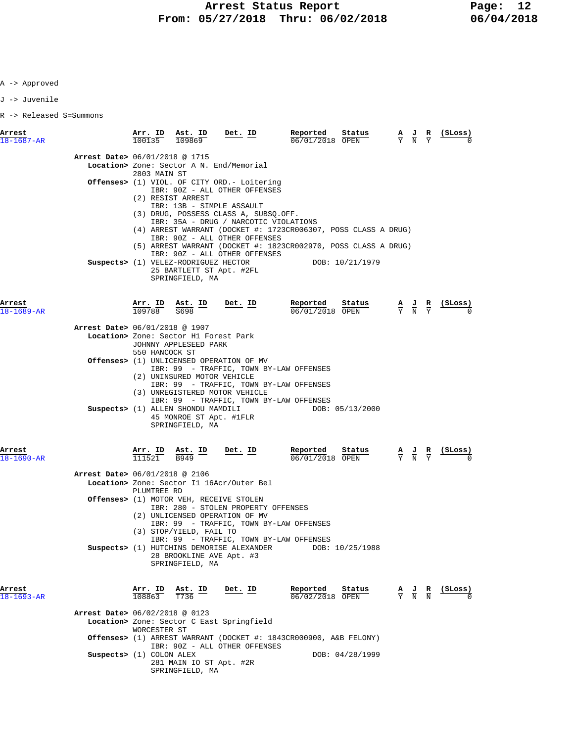A -> Approved

J -> Juvenile

R -> Released S=Summons

| Arrest | Arr. ID | Ast. ID | Det. ID | Reported | Status | A | J | R | ($Loss) |
|---|---|---|---|---|---|---|---|---|---|
| 18-1687-AR | 100135 | 109869 | | 06/01/2018 | OPEN | Y | N | Y | 0 |

**Arrest Date>** 06/01/2018 @ 1715
**Location>** Zone: Sector A N. End/Memorial
2803 MAIN ST
**Offenses>** (1) VIOL. OF CITY ORD.- Loitering
IBR: 90Z - ALL OTHER OFFENSES
(2) RESIST ARREST
IBR: 13B - SIMPLE ASSAULT
(3) DRUG, POSSESS CLASS A, SUBSQ.OFF.
IBR: 35A - DRUG / NARCOTIC VIOLATIONS
(4) ARREST WARRANT (DOCKET #: 1723CR006307, POSS CLASS A DRUG)
IBR: 90Z - ALL OTHER OFFENSES
(5) ARREST WARRANT (DOCKET #: 1823CR002970, POSS CLASS A DRUG)
IBR: 90Z - ALL OTHER OFFENSES
**Suspects>** (1) VELEZ-RODRIGUEZ HECTOR DOB: 10/21/1979
25 BARTLETT ST Apt. #2FL
SPRINGFIELD, MA

| Arrest | Arr. ID | Ast. ID | Det. ID | Reported | Status | A | J | R | ($Loss) |
|---|---|---|---|---|---|---|---|---|---|
| 18-1689-AR | 109788 | S698 | | 06/01/2018 | OPEN | Y | N | Y | 0 |

**Arrest Date>** 06/01/2018 @ 1907
**Location>** Zone: Sector H1 Forest Park
JOHNNY APPLESEED PARK
550 HANCOCK ST
**Offenses>** (1) UNLICENSED OPERATION OF MV
IBR: 99 - TRAFFIC, TOWN BY-LAW OFFENSES
(2) UNINSURED MOTOR VEHICLE
IBR: 99 - TRAFFIC, TOWN BY-LAW OFFENSES
(3) UNREGISTERED MOTOR VEHICLE
IBR: 99 - TRAFFIC, TOWN BY-LAW OFFENSES
**Suspects>** (1) ALLEN SHONDU MAMDILI DOB: 05/13/2000
45 MONROE ST Apt. #1FLR
SPRINGFIELD, MA

| Arrest | Arr. ID | Ast. ID | Det. ID | Reported | Status | A | J | R | ($Loss) |
|---|---|---|---|---|---|---|---|---|---|
| 18-1690-AR | 111521 | B949 | | 06/01/2018 | OPEN | Y | N | Y | 0 |

**Arrest Date>** 06/01/2018 @ 2106
**Location>** Zone: Sector I1 16Acr/Outer Bel
PLUMTREE RD
**Offenses>** (1) MOTOR VEH, RECEIVE STOLEN
IBR: 280 - STOLEN PROPERTY OFFENSES
(2) UNLICENSED OPERATION OF MV
IBR: 99 - TRAFFIC, TOWN BY-LAW OFFENSES
(3) STOP/YIELD, FAIL TO
IBR: 99 - TRAFFIC, TOWN BY-LAW OFFENSES
**Suspects>** (1) HUTCHINS DEMORISE ALEXANDER DOB: 10/25/1988
28 BROOKLINE AVE Apt. #3
SPRINGFIELD, MA

| Arrest | Arr. ID | Ast. ID | Det. ID | Reported | Status | A | J | R | ($Loss) |
|---|---|---|---|---|---|---|---|---|---|
| 18-1693-AR | 108863 | T736 | | 06/02/2018 | OPEN | Y | N | N | 0 |

**Arrest Date>** 06/02/2018 @ 0123
**Location>** Zone: Sector C East Springfield
WORCESTER ST
**Offenses>** (1) ARREST WARRANT (DOCKET #: 1843CR000900, A&B FELONY)
IBR: 90Z - ALL OTHER OFFENSES
**Suspects>** (1) COLON ALEX DOB: 04/28/1999
281 MAIN IO ST Apt. #2R
SPRINGFIELD, MA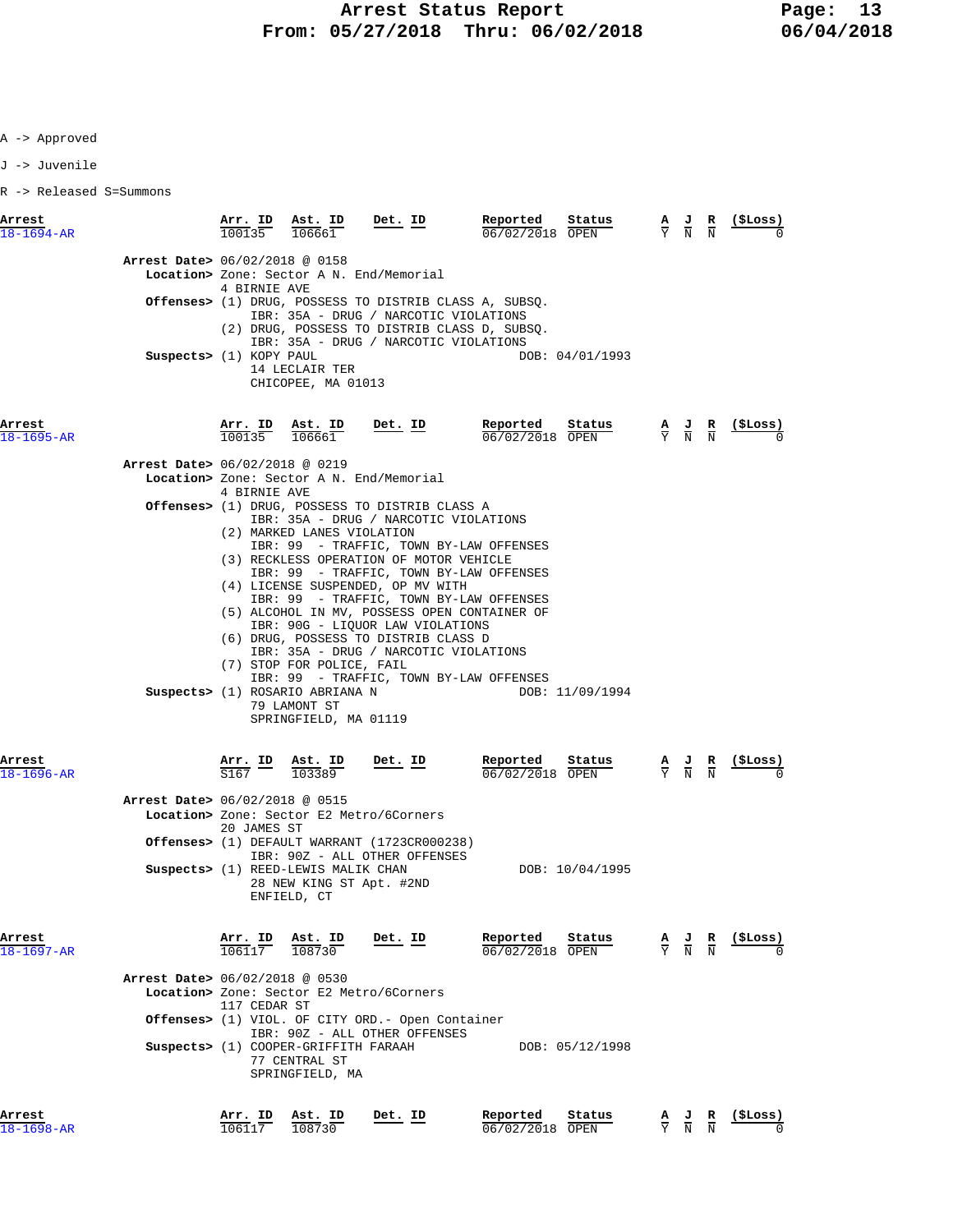A -> Approved

J -> Juvenile

R -> Released S=Summons

| Arrest | Arr. ID | Ast. ID | Det. ID | Reported | Status | A | J | R | ($Loss) |
|---|---|---|---|---|---|---|---|---|---|
| 18-1694-AR | 100135 | 106661 | | 06/02/2018 | OPEN | Y | N | N | 0 |

**Arrest Date>** 06/02/2018 @ 0158
**Location>** Zone: Sector A N. End/Memorial
4 BIRNIE AVE
**Offenses>** (1) DRUG, POSSESS TO DISTRIB CLASS A, SUBSQ.
IBR: 35A - DRUG / NARCOTIC VIOLATIONS
(2) DRUG, POSSESS TO DISTRIB CLASS D, SUBSQ.
IBR: 35A - DRUG / NARCOTIC VIOLATIONS
**Suspects>** (1) KOPY PAUL DOB: 04/01/1993
14 LECLAIR TER
CHICOPEE, MA 01013

| Arrest | Arr. ID | Ast. ID | Det. ID | Reported | Status | A | J | R | ($Loss) |
|---|---|---|---|---|---|---|---|---|---|
| 18-1695-AR | 100135 | 106661 | | 06/02/2018 | OPEN | Y | N | N | 0 |

**Arrest Date>** 06/02/2018 @ 0219
**Location>** Zone: Sector A N. End/Memorial
4 BIRNIE AVE
**Offenses>** (1) DRUG, POSSESS TO DISTRIB CLASS A
IBR: 35A - DRUG / NARCOTIC VIOLATIONS
(2) MARKED LANES VIOLATION
IBR: 99 - TRAFFIC, TOWN BY-LAW OFFENSES
(3) RECKLESS OPERATION OF MOTOR VEHICLE
IBR: 99 - TRAFFIC, TOWN BY-LAW OFFENSES
(4) LICENSE SUSPENDED, OP MV WITH
IBR: 99 - TRAFFIC, TOWN BY-LAW OFFENSES
(5) ALCOHOL IN MV, POSSESS OPEN CONTAINER OF
IBR: 90G - LIQUOR LAW VIOLATIONS
(6) DRUG, POSSESS TO DISTRIB CLASS D
IBR: 35A - DRUG / NARCOTIC VIOLATIONS
(7) STOP FOR POLICE, FAIL
IBR: 99 - TRAFFIC, TOWN BY-LAW OFFENSES
**Suspects>** (1) ROSARIO ABRIANA N DOB: 11/09/1994
79 LAMONT ST
SPRINGFIELD, MA 01119

| Arrest | Arr. ID | Ast. ID | Det. ID | Reported | Status | A | J | R | ($Loss) |
|---|---|---|---|---|---|---|---|---|---|
| 18-1696-AR | S167 | 103389 | | 06/02/2018 | OPEN | Y | N | N | 0 |

**Arrest Date>** 06/02/2018 @ 0515
**Location>** Zone: Sector E2 Metro/6Corners
20 JAMES ST
**Offenses>** (1) DEFAULT WARRANT (1723CR000238)
IBR: 90Z - ALL OTHER OFFENSES
**Suspects>** (1) REED-LEWIS MALIK CHAN DOB: 10/04/1995
28 NEW KING ST Apt. #2ND
ENFIELD, CT

| Arrest | Arr. ID | Ast. ID | Det. ID | Reported | Status | A | J | R | ($Loss) |
|---|---|---|---|---|---|---|---|---|---|
| 18-1697-AR | 106117 | 108730 | | 06/02/2018 | OPEN | Y | N | N | 0 |

**Arrest Date>** 06/02/2018 @ 0530
**Location>** Zone: Sector E2 Metro/6Corners
117 CEDAR ST
**Offenses>** (1) VIOL. OF CITY ORD.- Open Container
IBR: 90Z - ALL OTHER OFFENSES
**Suspects>** (1) COOPER-GRIFFITH FARAAH DOB: 05/12/1998
77 CENTRAL ST
SPRINGFIELD, MA

| Arrest | Arr. ID | Ast. ID | Det. ID | Reported | Status | A | J | R | ($Loss) |
|---|---|---|---|---|---|---|---|---|---|
| 18-1698-AR | 106117 | 108730 | | 06/02/2018 | OPEN | Y | N | N | 0 |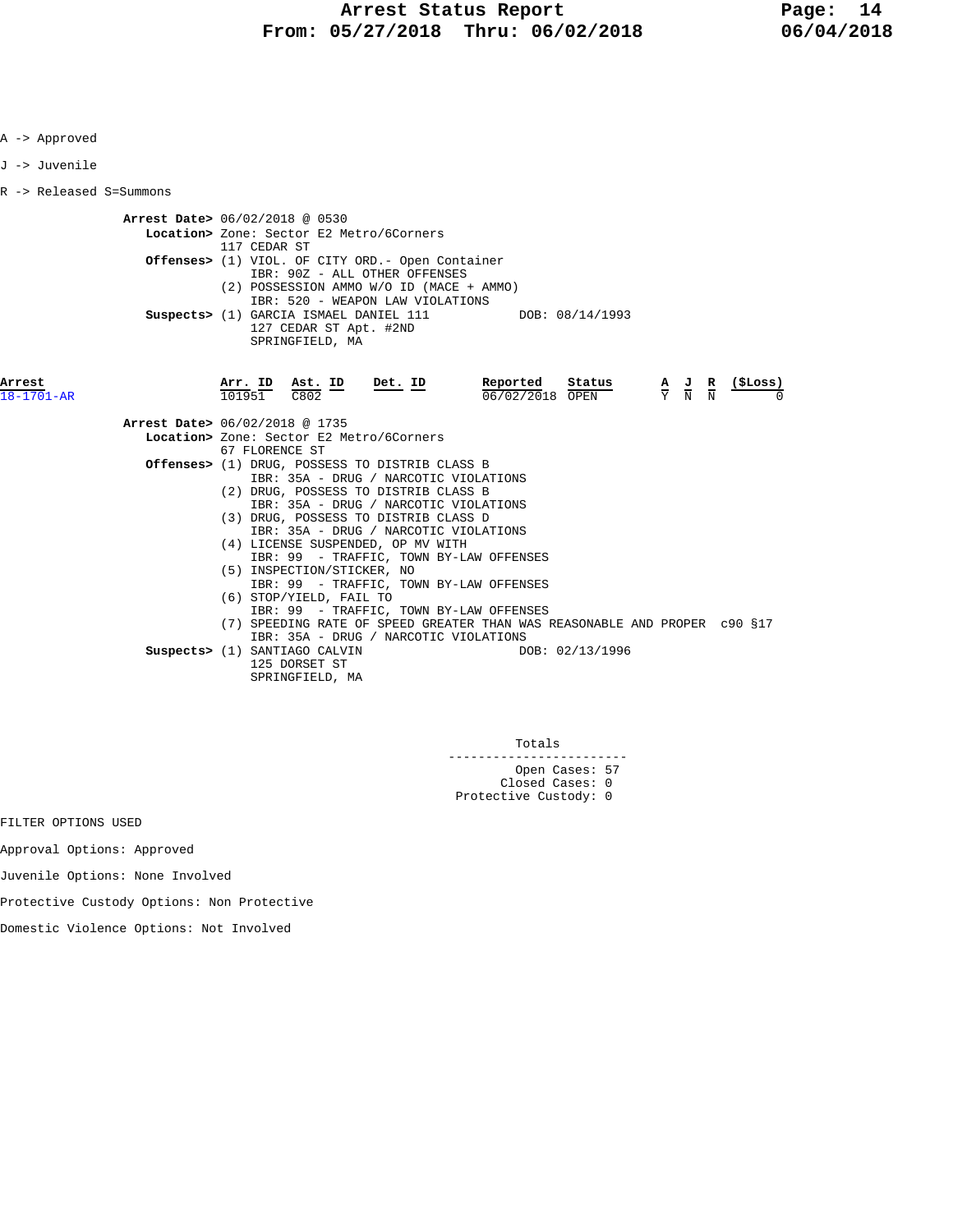A -> Approved

J -> Juvenile

R -> Released S=Summons

**Arrest Date>** 06/02/2018 @ 0530
**Location>** Zone: Sector E2 Metro/6Corners
117 CEDAR ST
**Offenses>** (1) VIOL. OF CITY ORD.- Open Container
IBR: 90Z - ALL OTHER OFFENSES
(2) POSSESSION AMMO W/O ID (MACE + AMMO)
IBR: 520 - WEAPON LAW VIOLATIONS
**Suspects>** (1) GARCIA ISMAEL DANIEL 111 DOB: 08/14/1993
127 CEDAR ST Apt. #2ND
SPRINGFIELD, MA

| Arrest | Arr. ID | Ast. ID | Det. ID | Reported | Status | A | J | R | ($Loss) |
|---|---|---|---|---|---|---|---|---|---|
| 18-1701-AR | 101951 | C802 | | 06/02/2018 | OPEN | Y | N | N | 0 |

**Arrest Date>** 06/02/2018 @ 1735
**Location>** Zone: Sector E2 Metro/6Corners
67 FLORENCE ST
**Offenses>** (1) DRUG, POSSESS TO DISTRIB CLASS B
IBR: 35A - DRUG / NARCOTIC VIOLATIONS
(2) DRUG, POSSESS TO DISTRIB CLASS B
IBR: 35A - DRUG / NARCOTIC VIOLATIONS
(3) DRUG, POSSESS TO DISTRIB CLASS D
IBR: 35A - DRUG / NARCOTIC VIOLATIONS
(4) LICENSE SUSPENDED, OP MV WITH
IBR: 99 - TRAFFIC, TOWN BY-LAW OFFENSES
(5) INSPECTION/STICKER, NO
IBR: 99 - TRAFFIC, TOWN BY-LAW OFFENSES
(6) STOP/YIELD, FAIL TO
IBR: 99 - TRAFFIC, TOWN BY-LAW OFFENSES
(7) SPEEDING RATE OF SPEED GREATER THAN WAS REASONABLE AND PROPER c90 §17
IBR: 35A - DRUG / NARCOTIC VIOLATIONS
**Suspects>** (1) SANTIAGO CALVIN DOB: 02/13/1996
125 DORSET ST
SPRINGFIELD, MA

Totals

Open Cases: 57
Closed Cases: 0
Protective Custody: 0

FILTER OPTIONS USED

Approval Options: Approved

Juvenile Options: None Involved

Protective Custody Options: Non Protective

Domestic Violence Options: Not Involved